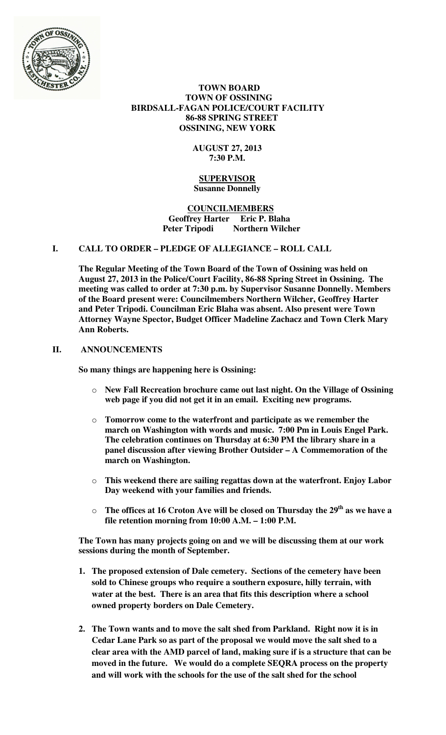**TOWN BOARD**
**TOWN OF OSSINING**
**BIRDSALL-FAGAN POLICE/COURT FACILITY**
**86-88 SPRING STREET**
**OSSINING, NEW YORK**

**AUGUST 27, 2013**
**7:30 P.M.**

**SUPERVISOR**
**Susanne Donnelly**

**COUNCILMEMBERS**
**Geoffrey Harter Eric P. Blaha**
**Peter Tripodi Northern Wilcher**

## I. CALL TO ORDER – PLEDGE OF ALLEGIANCE – ROLL CALL

**The Regular Meeting of the Town Board of the Town of Ossining was held on August 27, 2013 in the Police/Court Facility, 86-88 Spring Street in Ossining. The meeting was called to order at 7:30 p.m. by Supervisor Susanne Donnelly. Members of the Board present were: Councilmembers Northern Wilcher, Geoffrey Harter and Peter Tripodi. Councilman Eric Blaha was absent. Also present were Town Attorney Wayne Spector, Budget Officer Madeline Zachacz and Town Clerk Mary Ann Roberts.**

## II. ANNOUNCEMENTS

**So many things are happening here is Ossining:**

- **New Fall Recreation brochure came out last night. On the Village of Ossining web page if you did not get it in an email. Exciting new programs.**
- **Tomorrow come to the waterfront and participate as we remember the march on Washington with words and music. 7:00 Pm in Louis Engel Park. The celebration continues on Thursday at 6:30 PM the library share in a panel discussion after viewing Brother Outsider – A Commemoration of the march on Washington.**
- **This weekend there are sailing regattas down at the waterfront. Enjoy Labor Day weekend with your families and friends.**
- **The offices at 16 Croton Ave will be closed on Thursday the 29th as we have a file retention morning from 10:00 A.M. – 1:00 P.M.**

**The Town has many projects going on and we will be discussing them at our work sessions during the month of September.**

1. **The proposed extension of Dale cemetery. Sections of the cemetery have been sold to Chinese groups who require a southern exposure, hilly terrain, with water at the best. There is an area that fits this description where a school owned property borders on Dale Cemetery.**
2. **The Town wants and to move the salt shed from Parkland. Right now it is in Cedar Lane Park so as part of the proposal we would move the salt shed to a clear area with the AMD parcel of land, making sure if is a structure that can be moved in the future. We would do a complete SEQRA process on the property and will work with the schools for the use of the salt shed for the school**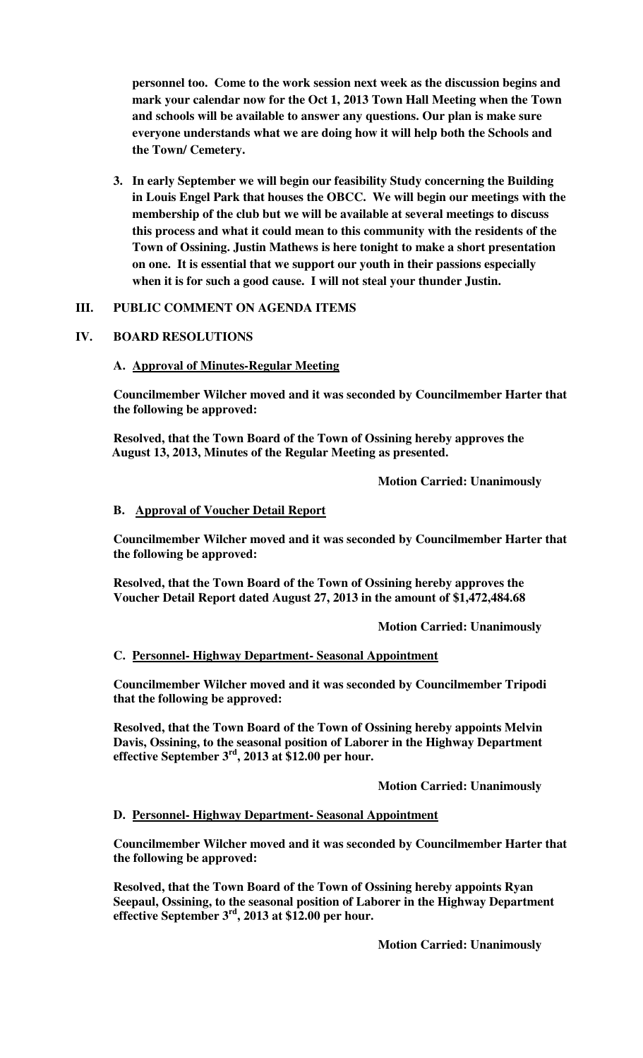**personnel too. Come to the work session next week as the discussion begins and mark your calendar now for the Oct 1, 2013 Town Hall Meeting when the Town and schools will be available to answer any questions. Our plan is make sure everyone understands what we are doing how it will help both the Schools and the Town/ Cemetery.**

3. **In early September we will begin our feasibility Study concerning the Building in Louis Engel Park that houses the OBCC. We will begin our meetings with the membership of the club but we will be available at several meetings to discuss this process and what it could mean to this community with the residents of the Town of Ossining. Justin Mathews is here tonight to make a short presentation on one. It is essential that we support our youth in their passions especially when it is for such a good cause. I will not steal your thunder Justin.**

## III. PUBLIC COMMENT ON AGENDA ITEMS

## IV. BOARD RESOLUTIONS

### A. Approval of Minutes-Regular Meeting

**Councilmember Wilcher moved and it was seconded by Councilmember Harter that the following be approved:**

**Resolved, that the Town Board of the Town of Ossining hereby approves the August 13, 2013, Minutes of the Regular Meeting as presented.**

**Motion Carried: Unanimously**

### B. Approval of Voucher Detail Report

**Councilmember Wilcher moved and it was seconded by Councilmember Harter that the following be approved:**

**Resolved, that the Town Board of the Town of Ossining hereby approves the Voucher Detail Report dated August 27, 2013 in the amount of $1,472,484.68**

**Motion Carried: Unanimously**

### C. Personnel- Highway Department- Seasonal Appointment

**Councilmember Wilcher moved and it was seconded by Councilmember Tripodi that the following be approved:**

**Resolved, that the Town Board of the Town of Ossining hereby appoints Melvin Davis, Ossining, to the seasonal position of Laborer in the Highway Department effective September 3rd, 2013 at $12.00 per hour.**

**Motion Carried: Unanimously**

### D. Personnel- Highway Department- Seasonal Appointment

**Councilmember Wilcher moved and it was seconded by Councilmember Harter that the following be approved:**

**Resolved, that the Town Board of the Town of Ossining hereby appoints Ryan Seepaul, Ossining, to the seasonal position of Laborer in the Highway Department effective September 3rd, 2013 at $12.00 per hour.**

**Motion Carried: Unanimously**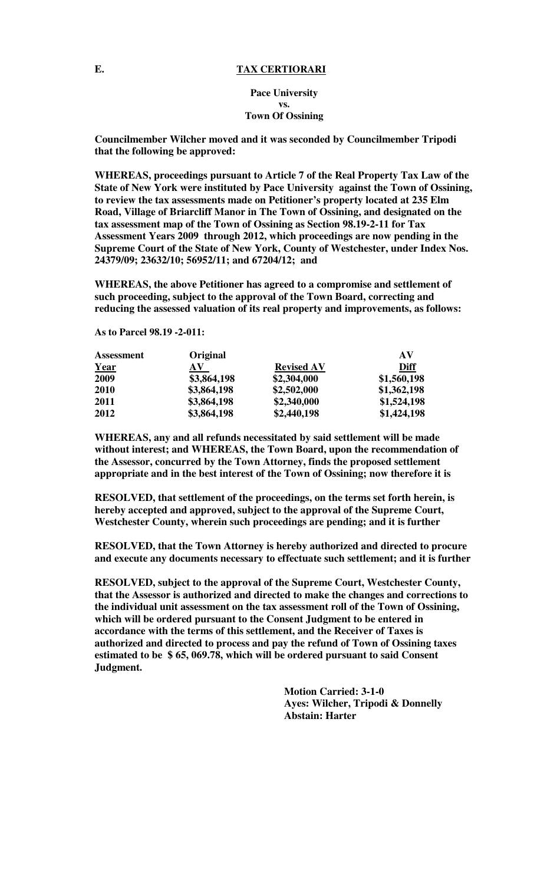**E. <u>TAX CERTIORARI</u>**

**Pace University**
**vs.**
**Town Of Ossining**

**Councilmember Wilcher moved and it was seconded by Councilmember Tripodi that the following be approved:**

**WHEREAS, proceedings pursuant to Article 7 of the Real Property Tax Law of the State of New York were instituted by Pace University against the Town of Ossining, to review the tax assessments made on Petitioner's property located at 235 Elm Road, Village of Briarcliff Manor in The Town of Ossining, and designated on the tax assessment map of the Town of Ossining as Section 98.19-2-11 for Tax Assessment Years 2009 through 2012, which proceedings are now pending in the Supreme Court of the State of New York, County of Westchester, under Index Nos. 24379/09; 23632/10; 56952/11; and 67204/12; and**

**WHEREAS, the above Petitioner has agreed to a compromise and settlement of such proceeding, subject to the approval of the Town Board, correcting and reducing the assessed valuation of its real property and improvements, as follows:**

**As to Parcel 98.19 -2-011:**

| Assessment Year | Original AV | Revised AV | AV Diff |
|---|---|---|---|
| 2009 | $3,864,198 | $2,304,000 | $1,560,198 |
| 2010 | $3,864,198 | $2,502,000 | $1,362,198 |
| 2011 | $3,864,198 | $2,340,000 | $1,524,198 |
| 2012 | $3,864,198 | $2,440,198 | $1,424,198 |

**WHEREAS, any and all refunds necessitated by said settlement will be made without interest; and WHEREAS, the Town Board, upon the recommendation of the Assessor, concurred by the Town Attorney, finds the proposed settlement appropriate and in the best interest of the Town of Ossining; now therefore it is**

**RESOLVED, that settlement of the proceedings, on the terms set forth herein, is hereby accepted and approved, subject to the approval of the Supreme Court, Westchester County, wherein such proceedings are pending; and it is further**

**RESOLVED, that the Town Attorney is hereby authorized and directed to procure and execute any documents necessary to effectuate such settlement; and it is further**

**RESOLVED, subject to the approval of the Supreme Court, Westchester County, that the Assessor is authorized and directed to make the changes and corrections to the individual unit assessment on the tax assessment roll of the Town of Ossining, which will be ordered pursuant to the Consent Judgment to be entered in accordance with the terms of this settlement, and the Receiver of Taxes is authorized and directed to process and pay the refund of Town of Ossining taxes estimated to be $ 65, 069.78, which will be ordered pursuant to said Consent Judgment.**

**Motion Carried: 3-1-0**
**Ayes: Wilcher, Tripodi & Donnelly**
**Abstain: Harter**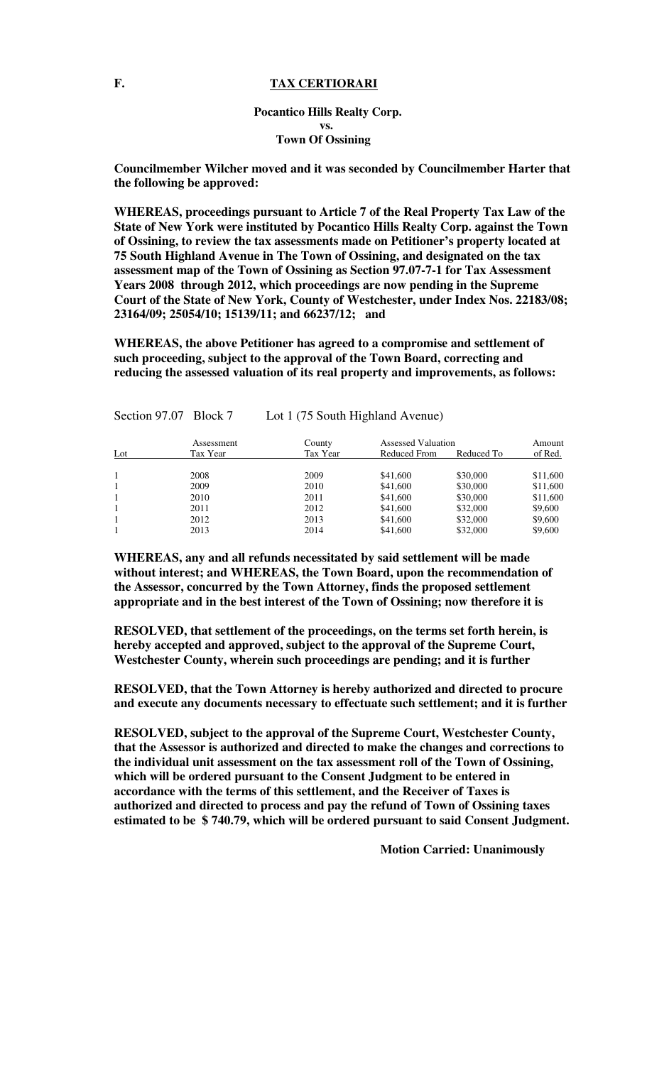**F. TAX CERTIORARI**

**Pocantico Hills Realty Corp.**
**vs.**
**Town Of Ossining**

**Councilmember Wilcher moved and it was seconded by Councilmember Harter that the following be approved:**

**WHEREAS, proceedings pursuant to Article 7 of the Real Property Tax Law of the State of New York were instituted by Pocantico Hills Realty Corp. against the Town of Ossining, to review the tax assessments made on Petitioner's property located at 75 South Highland Avenue in The Town of Ossining, and designated on the tax assessment map of the Town of Ossining as Section 97.07-7-1 for Tax Assessment Years 2008 through 2012, which proceedings are now pending in the Supreme Court of the State of New York, County of Westchester, under Index Nos. 22183/08; 23164/09; 25054/10; 15139/11; and 66237/12; and**

**WHEREAS, the above Petitioner has agreed to a compromise and settlement of such proceeding, subject to the approval of the Town Board, correcting and reducing the assessed valuation of its real property and improvements, as follows:**

Section 97.07 Block 7 Lot 1 (75 South Highland Avenue)

| Lot | Assessment Tax Year | County Tax Year | Assessed Valuation Reduced From | Reduced To | Amount of Red. |
|---|---|---|---|---|---|
| 1 | 2008 | 2009 | $41,600 | $30,000 | $11,600 |
| 1 | 2009 | 2010 | $41,600 | $30,000 | $11,600 |
| 1 | 2010 | 2011 | $41,600 | $30,000 | $11,600 |
| 1 | 2011 | 2012 | $41,600 | $32,000 | $9,600 |
| 1 | 2012 | 2013 | $41,600 | $32,000 | $9,600 |
| 1 | 2013 | 2014 | $41,600 | $32,000 | $9,600 |

**WHEREAS, any and all refunds necessitated by said settlement will be made without interest; and WHEREAS, the Town Board, upon the recommendation of the Assessor, concurred by the Town Attorney, finds the proposed settlement appropriate and in the best interest of the Town of Ossining; now therefore it is**

**RESOLVED, that settlement of the proceedings, on the terms set forth herein, is hereby accepted and approved, subject to the approval of the Supreme Court, Westchester County, wherein such proceedings are pending; and it is further**

**RESOLVED, that the Town Attorney is hereby authorized and directed to procure and execute any documents necessary to effectuate such settlement; and it is further**

**RESOLVED, subject to the approval of the Supreme Court, Westchester County, that the Assessor is authorized and directed to make the changes and corrections to the individual unit assessment on the tax assessment roll of the Town of Ossining, which will be ordered pursuant to the Consent Judgment to be entered in accordance with the terms of this settlement, and the Receiver of Taxes is authorized and directed to process and pay the refund of Town of Ossining taxes estimated to be $ 740.79, which will be ordered pursuant to said Consent Judgment.**

**Motion Carried: Unanimously**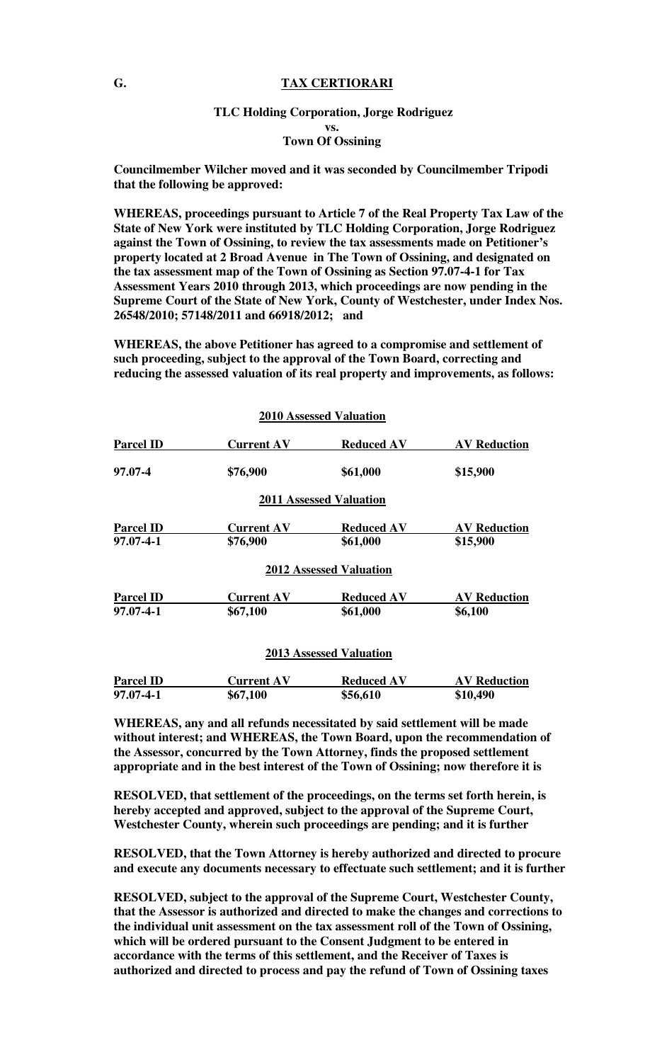**G. TAX CERTIORARI**

**TLC Holding Corporation, Jorge Rodriguez**
**vs.**
**Town Of Ossining**

**Councilmember Wilcher moved and it was seconded by Councilmember Tripodi that the following be approved:**

**WHEREAS, proceedings pursuant to Article 7 of the Real Property Tax Law of the State of New York were instituted by TLC Holding Corporation, Jorge Rodriguez against the Town of Ossining, to review the tax assessments made on Petitioner's property located at 2 Broad Avenue in The Town of Ossining, and designated on the tax assessment map of the Town of Ossining as Section 97.07-4-1 for Tax Assessment Years 2010 through 2013, which proceedings are now pending in the Supreme Court of the State of New York, County of Westchester, under Index Nos. 26548/2010; 57148/2011 and 66918/2012; and**

**WHEREAS, the above Petitioner has agreed to a compromise and settlement of such proceeding, subject to the approval of the Town Board, correcting and reducing the assessed valuation of its real property and improvements, as follows:**

**2010 Assessed Valuation**

| Parcel ID | Current AV | Reduced AV | AV Reduction |
|---|---|---|---|
| 97.07-4 | $76,900 | $61,000 | $15,900 |

**2011 Assessed Valuation**

| Parcel ID | Current AV | Reduced AV | AV Reduction |
|---|---|---|---|
| 97.07-4-1 | $76,900 | $61,000 | $15,900 |

**2012 Assessed Valuation**

| Parcel ID | Current AV | Reduced AV | AV Reduction |
|---|---|---|---|
| 97.07-4-1 | $67,100 | $61,000 | $6,100 |

**2013 Assessed Valuation**

| Parcel ID | Current AV | Reduced AV | AV Reduction |
|---|---|---|---|
| 97.07-4-1 | $67,100 | $56,610 | $10,490 |

**WHEREAS, any and all refunds necessitated by said settlement will be made without interest; and WHEREAS, the Town Board, upon the recommendation of the Assessor, concurred by the Town Attorney, finds the proposed settlement appropriate and in the best interest of the Town of Ossining; now therefore it is**

**RESOLVED, that settlement of the proceedings, on the terms set forth herein, is hereby accepted and approved, subject to the approval of the Supreme Court, Westchester County, wherein such proceedings are pending; and it is further**

**RESOLVED, that the Town Attorney is hereby authorized and directed to procure and execute any documents necessary to effectuate such settlement; and it is further**

**RESOLVED, subject to the approval of the Supreme Court, Westchester County, that the Assessor is authorized and directed to make the changes and corrections to the individual unit assessment on the tax assessment roll of the Town of Ossining, which will be ordered pursuant to the Consent Judgment to be entered in accordance with the terms of this settlement, and the Receiver of Taxes is authorized and directed to process and pay the refund of Town of Ossining taxes**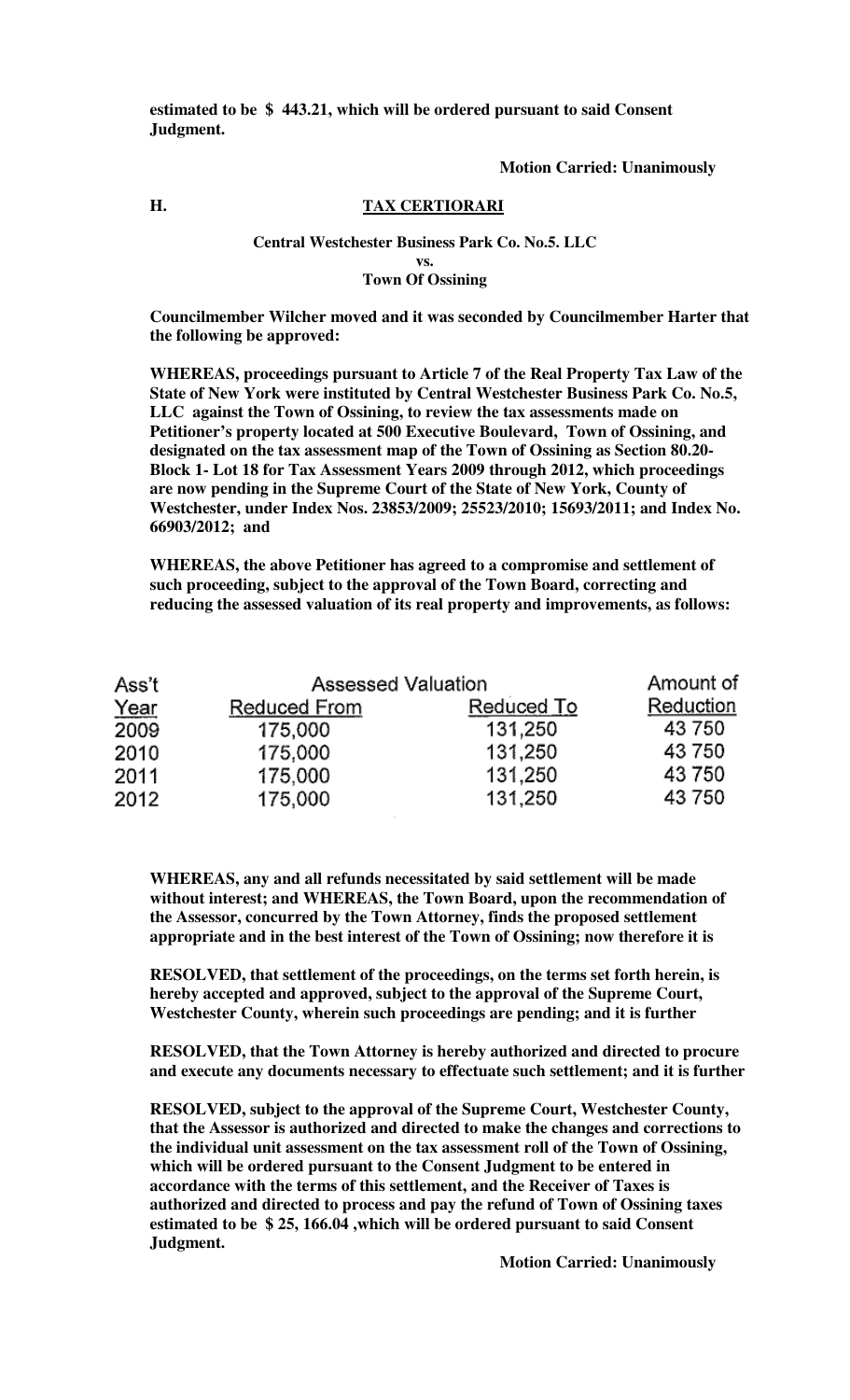**estimated to be $ 443.21, which will be ordered pursuant to said Consent Judgment.**

**Motion Carried: Unanimously**

**H. TAX CERTIORARI**

**Central Westchester Business Park Co. No.5. LLC**
**vs.**
**Town Of Ossining**

**Councilmember Wilcher moved and it was seconded by Councilmember Harter that the following be approved:**

**WHEREAS, proceedings pursuant to Article 7 of the Real Property Tax Law of the State of New York were instituted by Central Westchester Business Park Co. No.5, LLC against the Town of Ossining, to review the tax assessments made on Petitioner's property located at 500 Executive Boulevard, Town of Ossining, and designated on the tax assessment map of the Town of Ossining as Section 80.20-Block 1- Lot 18 for Tax Assessment Years 2009 through 2012, which proceedings are now pending in the Supreme Court of the State of New York, County of Westchester, under Index Nos. 23853/2009; 25523/2010; 15693/2011; and Index No. 66903/2012; and**

**WHEREAS, the above Petitioner has agreed to a compromise and settlement of such proceeding, subject to the approval of the Town Board, correcting and reducing the assessed valuation of its real property and improvements, as follows:**

| Ass't Year | Assessed Valuation Reduced From | Reduced To | Amount of Reduction |
|---|---|---|---|
| 2009 | 175,000 | 131,250 | 43 750 |
| 2010 | 175,000 | 131,250 | 43 750 |
| 2011 | 175,000 | 131,250 | 43 750 |
| 2012 | 175,000 | 131,250 | 43 750 |

**WHEREAS, any and all refunds necessitated by said settlement will be made without interest; and WHEREAS, the Town Board, upon the recommendation of the Assessor, concurred by the Town Attorney, finds the proposed settlement appropriate and in the best interest of the Town of Ossining; now therefore it is**

**RESOLVED, that settlement of the proceedings, on the terms set forth herein, is hereby accepted and approved, subject to the approval of the Supreme Court, Westchester County, wherein such proceedings are pending; and it is further**

**RESOLVED, that the Town Attorney is hereby authorized and directed to procure and execute any documents necessary to effectuate such settlement; and it is further**

**RESOLVED, subject to the approval of the Supreme Court, Westchester County, that the Assessor is authorized and directed to make the changes and corrections to the individual unit assessment on the tax assessment roll of the Town of Ossining, which will be ordered pursuant to the Consent Judgment to be entered in accordance with the terms of this settlement, and the Receiver of Taxes is authorized and directed to process and pay the refund of Town of Ossining taxes estimated to be $ 25, 166.04 ,which will be ordered pursuant to said Consent Judgment.**

**Motion Carried: Unanimously**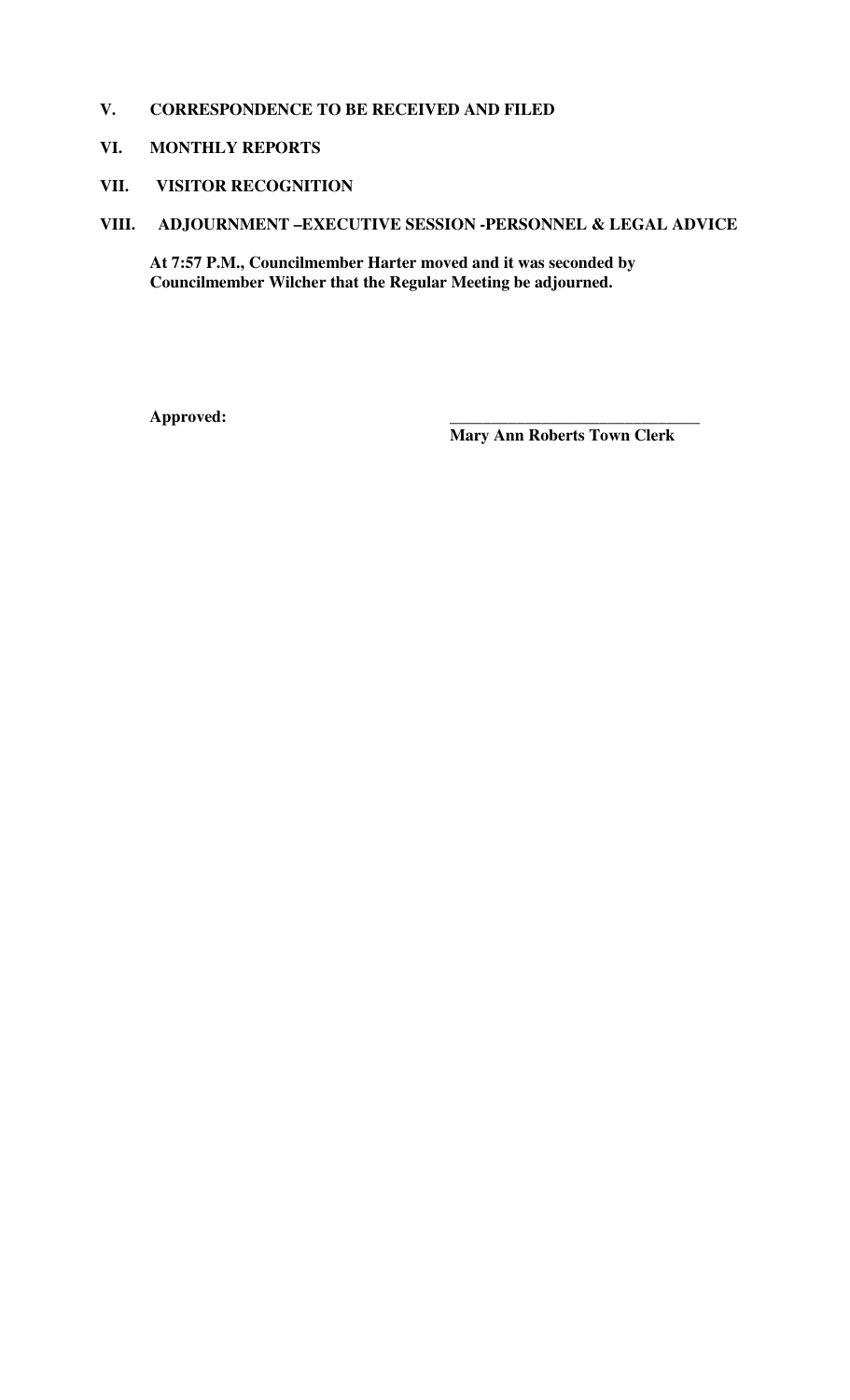**V. CORRESPONDENCE TO BE RECEIVED AND FILED**

**VI. MONTHLY REPORTS**

**VII. VISITOR RECOGNITION**

**VIII. ADJOURNMENT –EXECUTIVE SESSION -PERSONNEL & LEGAL ADVICE**

**At 7:57 P.M., Councilmember Harter moved and it was seconded by Councilmember Wilcher that the Regular Meeting be adjourned.**

**Approved:** ______________________________

**Mary Ann Roberts Town Clerk**